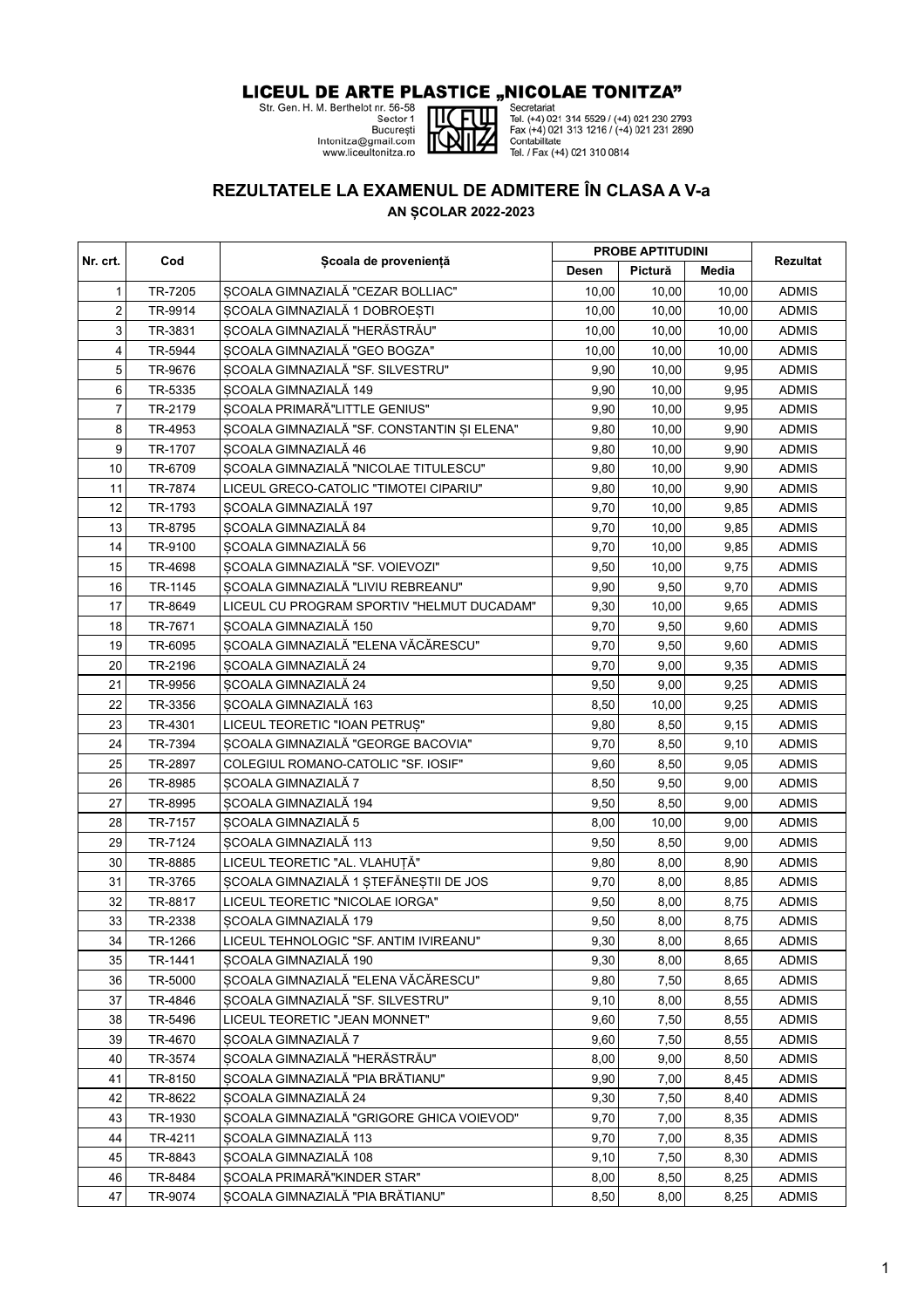# LICEUL DE ARTE PLASTICE „NICOLAE TONITZA"

Str. Gen. H. M. Berthelot nr. 56-58
Sector 1
București
ltonitza@gmail.com
www.liceultonitza.ro

Secretariat
Tel. (+4) 021 314 5529 / (+4) 021 230 2793
Fax (+4) 021 313 1216 / (+4) 021 231 2890
Contabilitate
Tel. / Fax (+4) 021 310 0814

## REZULTATELE LA EXAMENUL DE ADMITERE ÎN CLASA A V-a

### AN ŞCOLAR 2022-2023

| Nr. crt. | Cod | Şcoala de provenienţă | PROBE APTITUDINI | | | Rezultat |
|---|---|---|---|---|---|---|
| | | | Desen | Pictură | Media | |
| 1 | TR-7205 | ŞCOALA GIMNAZIALĂ "CEZAR BOLLIAC" | 10,00 | 10,00 | 10,00 | ADMIS |
| 2 | TR-9914 | ŞCOALA GIMNAZIALĂ 1 DOBROEŞTI | 10,00 | 10,00 | 10,00 | ADMIS |
| 3 | TR-3831 | ŞCOALA GIMNAZIALĂ "HERĂSTRĂU" | 10,00 | 10,00 | 10,00 | ADMIS |
| 4 | TR-5944 | ŞCOALA GIMNAZIALĂ "GEO BOGZA" | 10,00 | 10,00 | 10,00 | ADMIS |
| 5 | TR-9676 | ŞCOALA GIMNAZIALĂ "SF. SILVESTRU" | 9,90 | 10,00 | 9,95 | ADMIS |
| 6 | TR-5335 | ŞCOALA GIMNAZIALĂ 149 | 9,90 | 10,00 | 9,95 | ADMIS |
| 7 | TR-2179 | ŞCOALA PRIMARĂ"LITTLE GENIUS" | 9,90 | 10,00 | 9,95 | ADMIS |
| 8 | TR-4953 | ŞCOALA GIMNAZIALĂ "SF. CONSTANTIN ŞI ELENA" | 9,80 | 10,00 | 9,90 | ADMIS |
| 9 | TR-1707 | ŞCOALA GIMNAZIALĂ 46 | 9,80 | 10,00 | 9,90 | ADMIS |
| 10 | TR-6709 | ŞCOALA GIMNAZIALĂ "NICOLAE TITULESCU" | 9,80 | 10,00 | 9,90 | ADMIS |
| 11 | TR-7874 | LICEUL GRECO-CATOLIC "TIMOTEI CIPARIU" | 9,80 | 10,00 | 9,90 | ADMIS |
| 12 | TR-1793 | ŞCOALA GIMNAZIALĂ 197 | 9,70 | 10,00 | 9,85 | ADMIS |
| 13 | TR-8795 | ŞCOALA GIMNAZIALĂ 84 | 9,70 | 10,00 | 9,85 | ADMIS |
| 14 | TR-9100 | ŞCOALA GIMNAZIALĂ 56 | 9,70 | 10,00 | 9,85 | ADMIS |
| 15 | TR-4698 | ŞCOALA GIMNAZIALĂ "SF. VOIEVOZI" | 9,50 | 10,00 | 9,75 | ADMIS |
| 16 | TR-1145 | ŞCOALA GIMNAZIALĂ "LIVIU REBREANU" | 9,90 | 9,50 | 9,70 | ADMIS |
| 17 | TR-8649 | LICEUL CU PROGRAM SPORTIV "HELMUT DUCADAM" | 9,30 | 10,00 | 9,65 | ADMIS |
| 18 | TR-7671 | ŞCOALA GIMNAZIALĂ 150 | 9,70 | 9,50 | 9,60 | ADMIS |
| 19 | TR-6095 | ŞCOALA GIMNAZIALĂ "ELENA VĂCĂRESCU" | 9,70 | 9,50 | 9,60 | ADMIS |
| 20 | TR-2196 | ŞCOALA GIMNAZIALĂ 24 | 9,70 | 9,00 | 9,35 | ADMIS |
| 21 | TR-9956 | ŞCOALA GIMNAZIALĂ 24 | 9,50 | 9,00 | 9,25 | ADMIS |
| 22 | TR-3356 | ŞCOALA GIMNAZIALĂ 163 | 8,50 | 10,00 | 9,25 | ADMIS |
| 23 | TR-4301 | LICEUL TEORETIC "IOAN PETRUŞ" | 9,80 | 8,50 | 9,15 | ADMIS |
| 24 | TR-7394 | ŞCOALA GIMNAZIALĂ "GEORGE BACOVIA" | 9,70 | 8,50 | 9,10 | ADMIS |
| 25 | TR-2897 | COLEGIUL ROMANO-CATOLIC "SF. IOSIF" | 9,60 | 8,50 | 9,05 | ADMIS |
| 26 | TR-8985 | ŞCOALA GIMNAZIALĂ 7 | 8,50 | 9,50 | 9,00 | ADMIS |
| 27 | TR-8995 | ŞCOALA GIMNAZIALĂ 194 | 9,50 | 8,50 | 9,00 | ADMIS |
| 28 | TR-7157 | ŞCOALA GIMNAZIALĂ 5 | 8,00 | 10,00 | 9,00 | ADMIS |
| 29 | TR-7124 | ŞCOALA GIMNAZIALĂ 113 | 9,50 | 8,50 | 9,00 | ADMIS |
| 30 | TR-8885 | LICEUL TEORETIC "AL. VLAHUŢĂ" | 9,80 | 8,00 | 8,90 | ADMIS |
| 31 | TR-3765 | ŞCOALA GIMNAZIALĂ 1 ŞTEFĂNEŞTII DE JOS | 9,70 | 8,00 | 8,85 | ADMIS |
| 32 | TR-8817 | LICEUL TEORETIC "NICOLAE IORGA" | 9,50 | 8,00 | 8,75 | ADMIS |
| 33 | TR-2338 | ŞCOALA GIMNAZIALĂ 179 | 9,50 | 8,00 | 8,75 | ADMIS |
| 34 | TR-1266 | LICEUL TEHNOLOGIC "SF. ANTIM IVIREANU" | 9,30 | 8,00 | 8,65 | ADMIS |
| 35 | TR-1441 | ŞCOALA GIMNAZIALĂ 190 | 9,30 | 8,00 | 8,65 | ADMIS |
| 36 | TR-5000 | ŞCOALA GIMNAZIALĂ "ELENA VĂCĂRESCU" | 9,80 | 7,50 | 8,65 | ADMIS |
| 37 | TR-4846 | ŞCOALA GIMNAZIALĂ "SF. SILVESTRU" | 9,10 | 8,00 | 8,55 | ADMIS |
| 38 | TR-5496 | LICEUL TEORETIC "JEAN MONNET" | 9,60 | 7,50 | 8,55 | ADMIS |
| 39 | TR-4670 | ŞCOALA GIMNAZIALĂ 7 | 9,60 | 7,50 | 8,55 | ADMIS |
| 40 | TR-3574 | ŞCOALA GIMNAZIALĂ "HERĂSTRĂU" | 8,00 | 9,00 | 8,50 | ADMIS |
| 41 | TR-8150 | ŞCOALA GIMNAZIALĂ "PIA BRĂTIANU" | 9,90 | 7,00 | 8,45 | ADMIS |
| 42 | TR-8622 | ŞCOALA GIMNAZIALĂ 24 | 9,30 | 7,50 | 8,40 | ADMIS |
| 43 | TR-1930 | ŞCOALA GIMNAZIALĂ "GRIGORE GHICA VOIEVOD" | 9,70 | 7,00 | 8,35 | ADMIS |
| 44 | TR-4211 | ŞCOALA GIMNAZIALĂ 113 | 9,70 | 7,00 | 8,35 | ADMIS |
| 45 | TR-8843 | ŞCOALA GIMNAZIALĂ 108 | 9,10 | 7,50 | 8,30 | ADMIS |
| 46 | TR-8484 | ŞCOALA PRIMARĂ"KINDER STAR" | 8,00 | 8,50 | 8,25 | ADMIS |
| 47 | TR-9074 | ŞCOALA GIMNAZIALĂ "PIA BRĂTIANU" | 8,50 | 8,00 | 8,25 | ADMIS |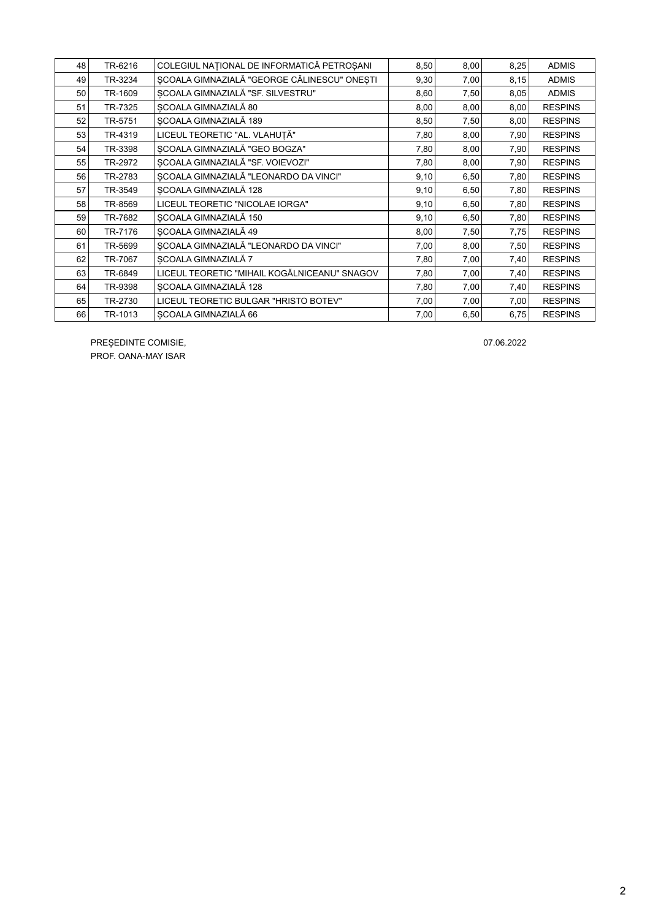| | | | | | | |
|---|---|---|---|---|---|---|
| 48 | TR-6216 | COLEGIUL NAȚIONAL DE INFORMATICĂ PETROȘANI | 8,50 | 8,00 | 8,25 | ADMIS |
| 49 | TR-3234 | ȘCOALA GIMNAZIALĂ "GEORGE CĂLINESCU" ONEȘTI | 9,30 | 7,00 | 8,15 | ADMIS |
| 50 | TR-1609 | ȘCOALA GIMNAZIALĂ "SF. SILVESTRU" | 8,60 | 7,50 | 8,05 | ADMIS |
| 51 | TR-7325 | ȘCOALA GIMNAZIALĂ 80 | 8,00 | 8,00 | 8,00 | RESPINS |
| 52 | TR-5751 | ȘCOALA GIMNAZIALĂ 189 | 8,50 | 7,50 | 8,00 | RESPINS |
| 53 | TR-4319 | LICEUL TEORETIC "AL. VLAHUȚĂ" | 7,80 | 8,00 | 7,90 | RESPINS |
| 54 | TR-3398 | ȘCOALA GIMNAZIALĂ "GEO BOGZA" | 7,80 | 8,00 | 7,90 | RESPINS |
| 55 | TR-2972 | ȘCOALA GIMNAZIALĂ "SF. VOIEVOZI" | 7,80 | 8,00 | 7,90 | RESPINS |
| 56 | TR-2783 | ȘCOALA GIMNAZIALĂ "LEONARDO DA VINCI" | 9,10 | 6,50 | 7,80 | RESPINS |
| 57 | TR-3549 | ȘCOALA GIMNAZIALĂ 128 | 9,10 | 6,50 | 7,80 | RESPINS |
| 58 | TR-8569 | LICEUL TEORETIC "NICOLAE IORGA" | 9,10 | 6,50 | 7,80 | RESPINS |
| 59 | TR-7682 | ȘCOALA GIMNAZIALĂ 150 | 9,10 | 6,50 | 7,80 | RESPINS |
| 60 | TR-7176 | ȘCOALA GIMNAZIALĂ 49 | 8,00 | 7,50 | 7,75 | RESPINS |
| 61 | TR-5699 | ȘCOALA GIMNAZIALĂ "LEONARDO DA VINCI" | 7,00 | 8,00 | 7,50 | RESPINS |
| 62 | TR-7067 | ȘCOALA GIMNAZIALĂ 7 | 7,80 | 7,00 | 7,40 | RESPINS |
| 63 | TR-6849 | LICEUL TEORETIC "MIHAIL KOGĂLNICEANU" SNAGOV | 7,80 | 7,00 | 7,40 | RESPINS |
| 64 | TR-9398 | ȘCOALA GIMNAZIALĂ 128 | 7,80 | 7,00 | 7,40 | RESPINS |
| 65 | TR-2730 | LICEUL TEORETIC BULGAR "HRISTO BOTEV" | 7,00 | 7,00 | 7,00 | RESPINS |
| 66 | TR-1013 | ȘCOALA GIMNAZIALĂ 66 | 7,00 | 6,50 | 6,75 | RESPINS |

PREȘEDINTE COMISIE,
PROF. OANA-MAY ISAR

07.06.2022